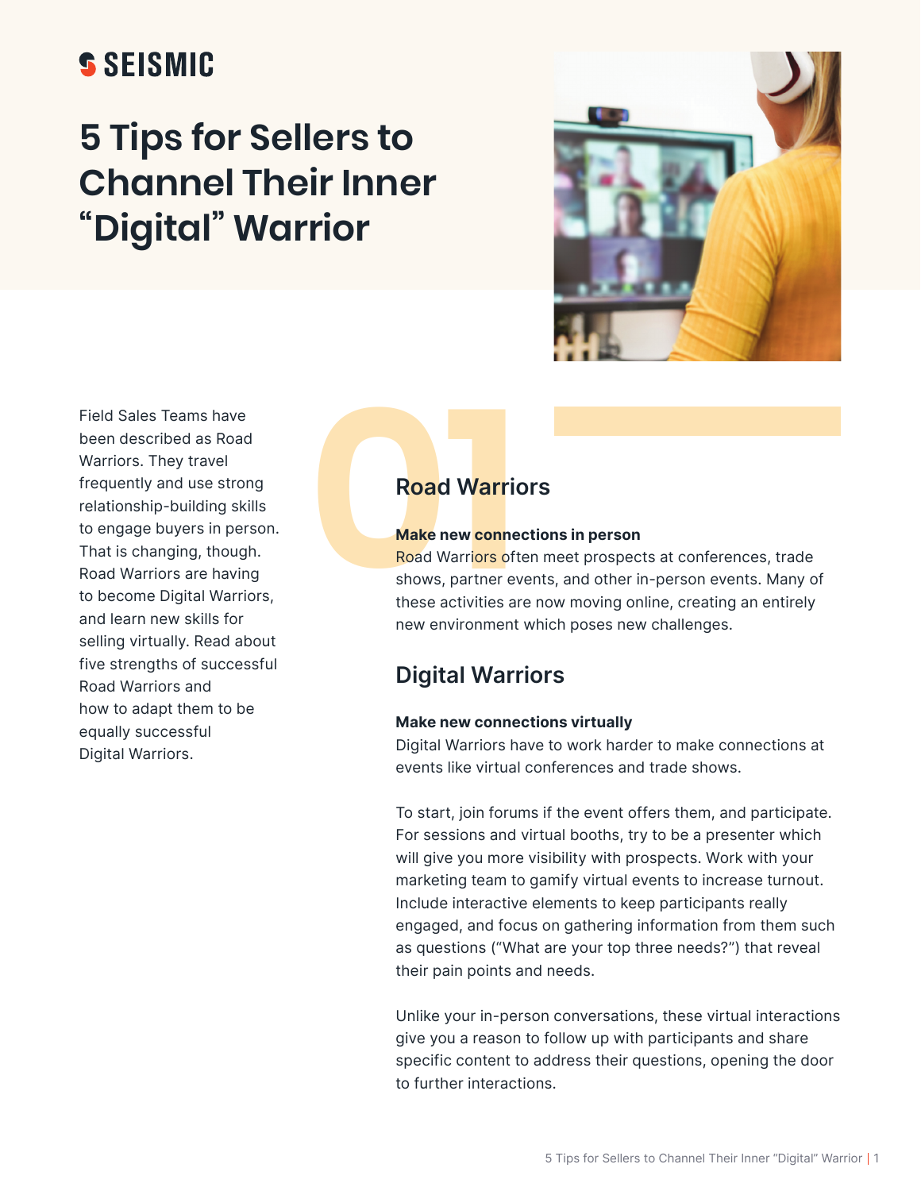SEISMIC

# 5 Tips for Sellers to Channel Their Inner "Digital" Warrior

Field Sales Teams have been described as Road Warriors. They travel frequently and use strong relationship-building skills to engage buyers in person. That is changing, though. Road Warriors are having to become Digital Warriors, and learn new skills for selling virtually. Read about five strengths of successful Road Warriors and how to adapt them to be equally successful Digital Warriors.

01

## Road Warriors

**Make new connections in person**
Road Warriors often meet prospects at conferences, trade shows, partner events, and other in-person events. Many of these activities are now moving online, creating an entirely new environment which poses new challenges.

## Digital Warriors

**Make new connections virtually**
Digital Warriors have to work harder to make connections at events like virtual conferences and trade shows.

To start, join forums if the event offers them, and participate. For sessions and virtual booths, try to be a presenter which will give you more visibility with prospects. Work with your marketing team to gamify virtual events to increase turnout. Include interactive elements to keep participants really engaged, and focus on gathering information from them such as questions ("What are your top three needs?") that reveal their pain points and needs.

Unlike your in-person conversations, these virtual interactions give you a reason to follow up with participants and share specific content to address their questions, opening the door to further interactions.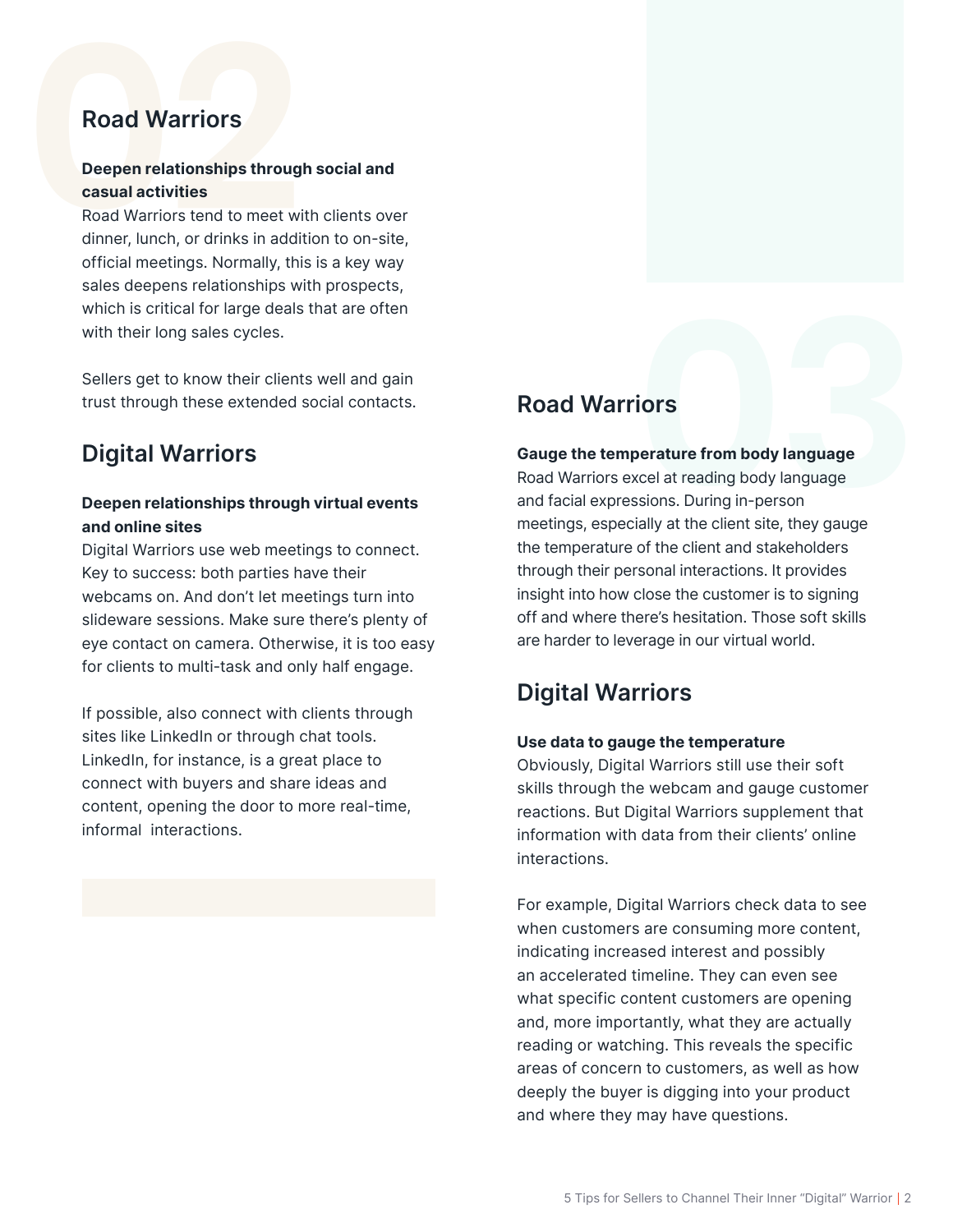## 02

## Road Warriors

**Deepen relationships through social and casual activities**

Road Warriors tend to meet with clients over dinner, lunch, or drinks in addition to on-site, official meetings. Normally, this is a key way sales deepens relationships with prospects, which is critical for large deals that are often with their long sales cycles.

Sellers get to know their clients well and gain trust through these extended social contacts.

## Digital Warriors

**Deepen relationships through virtual events and online sites**

Digital Warriors use web meetings to connect. Key to success: both parties have their webcams on. And don't let meetings turn into slideware sessions. Make sure there's plenty of eye contact on camera. Otherwise, it is too easy for clients to multi-task and only half engage.

If possible, also connect with clients through sites like LinkedIn or through chat tools. LinkedIn, for instance, is a great place to connect with buyers and share ideas and content, opening the door to more real-time, informal interactions.

## 03

## Road Warriors

**Gauge the temperature from body language**

Road Warriors excel at reading body language and facial expressions. During in-person meetings, especially at the client site, they gauge the temperature of the client and stakeholders through their personal interactions. It provides insight into how close the customer is to signing off and where there's hesitation. Those soft skills are harder to leverage in our virtual world.

## Digital Warriors

**Use data to gauge the temperature**

Obviously, Digital Warriors still use their soft skills through the webcam and gauge customer reactions. But Digital Warriors supplement that information with data from their clients' online interactions.

For example, Digital Warriors check data to see when customers are consuming more content, indicating increased interest and possibly an accelerated timeline. They can even see what specific content customers are opening and, more importantly, what they are actually reading or watching. This reveals the specific areas of concern to customers, as well as how deeply the buyer is digging into your product and where they may have questions.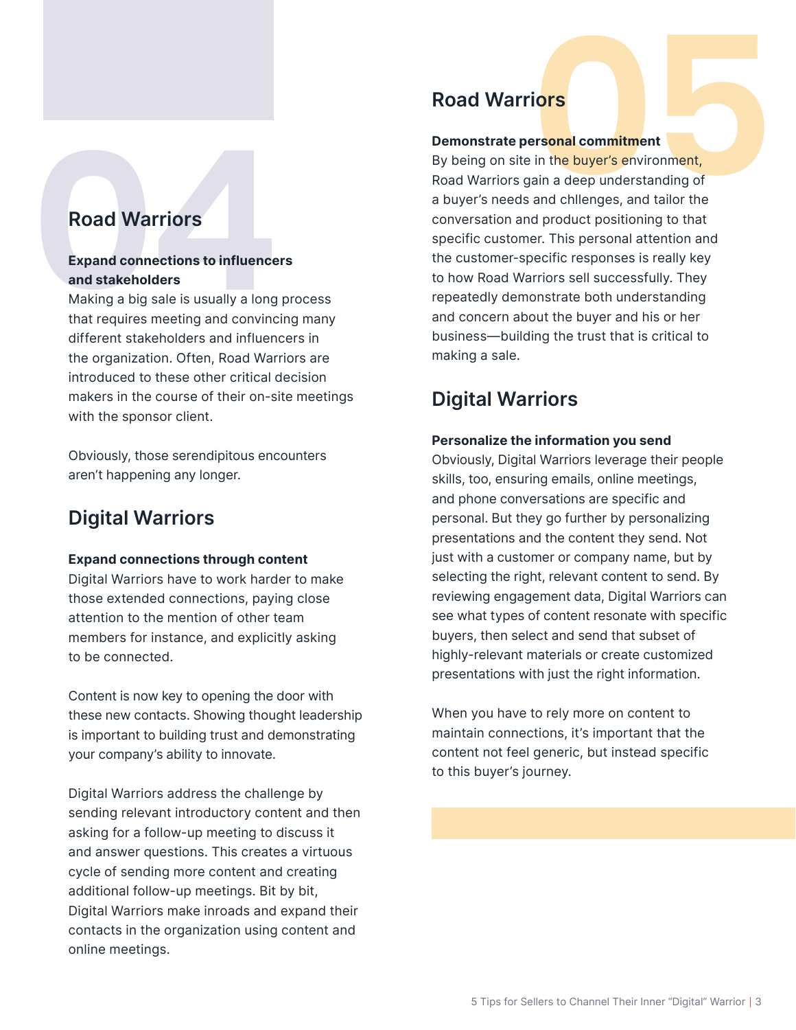# 04

## Road Warriors

**Expand connections to influencers and stakeholders**

Making a big sale is usually a long process that requires meeting and convincing many different stakeholders and influencers in the organization. Often, Road Warriors are introduced to these other critical decision makers in the course of their on-site meetings with the sponsor client.

Obviously, those serendipitous encounters aren't happening any longer.

## Digital Warriors

**Expand connections through content**

Digital Warriors have to work harder to make those extended connections, paying close attention to the mention of other team members for instance, and explicitly asking to be connected.

Content is now key to opening the door with these new contacts. Showing thought leadership is important to building trust and demonstrating your company's ability to innovate.

Digital Warriors address the challenge by sending relevant introductory content and then asking for a follow-up meeting to discuss it and answer questions. This creates a virtuous cycle of sending more content and creating additional follow-up meetings. Bit by bit, Digital Warriors make inroads and expand their contacts in the organization using content and online meetings.

# 05

## Road Warriors

**Demonstrate personal commitment**

By being on site in the buyer's environment, Road Warriors gain a deep understanding of a buyer's needs and chllenges, and tailor the conversation and product positioning to that specific customer. This personal attention and the customer-specific responses is really key to how Road Warriors sell successfully. They repeatedly demonstrate both understanding and concern about the buyer and his or her business—building the trust that is critical to making a sale.

## Digital Warriors

**Personalize the information you send**

Obviously, Digital Warriors leverage their people skills, too, ensuring emails, online meetings, and phone conversations are specific and personal. But they go further by personalizing presentations and the content they send. Not just with a customer or company name, but by selecting the right, relevant content to send. By reviewing engagement data, Digital Warriors can see what types of content resonate with specific buyers, then select and send that subset of highly-relevant materials or create customized presentations with just the right information.

When you have to rely more on content to maintain connections, it's important that the content not feel generic, but instead specific to this buyer's journey.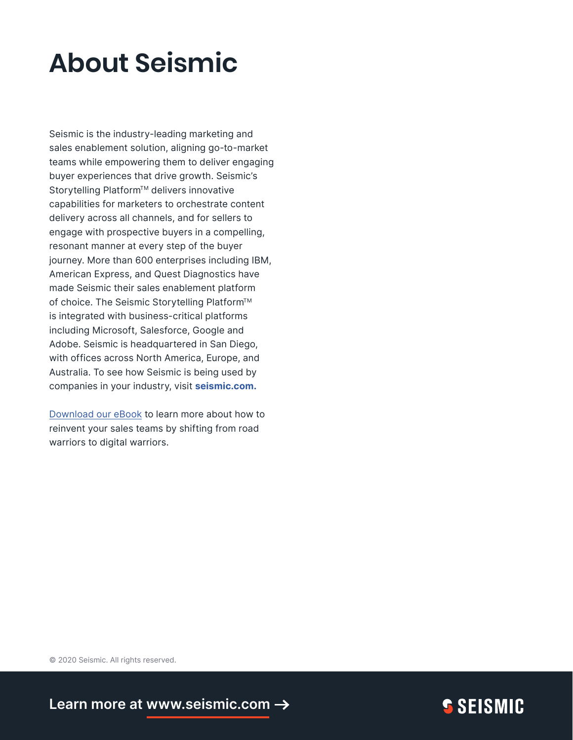# About Seismic

Seismic is the industry-leading marketing and sales enablement solution, aligning go-to-market teams while empowering them to deliver engaging buyer experiences that drive growth. Seismic's Storytelling Platform™ delivers innovative capabilities for marketers to orchestrate content delivery across all channels, and for sellers to engage with prospective buyers in a compelling, resonant manner at every step of the buyer journey. More than 600 enterprises including IBM, American Express, and Quest Diagnostics have made Seismic their sales enablement platform of choice. The Seismic Storytelling Platform™ is integrated with business-critical platforms including Microsoft, Salesforce, Google and Adobe. Seismic is headquartered in San Diego, with offices across North America, Europe, and Australia. To see how Seismic is being used by companies in your industry, visit **seismic.com.**

Download our eBook to learn more about how to reinvent your sales teams by shifting from road warriors to digital warriors.

© 2020 Seismic. All rights reserved.

**Learn more at www.seismic.com →**

SEISMIC